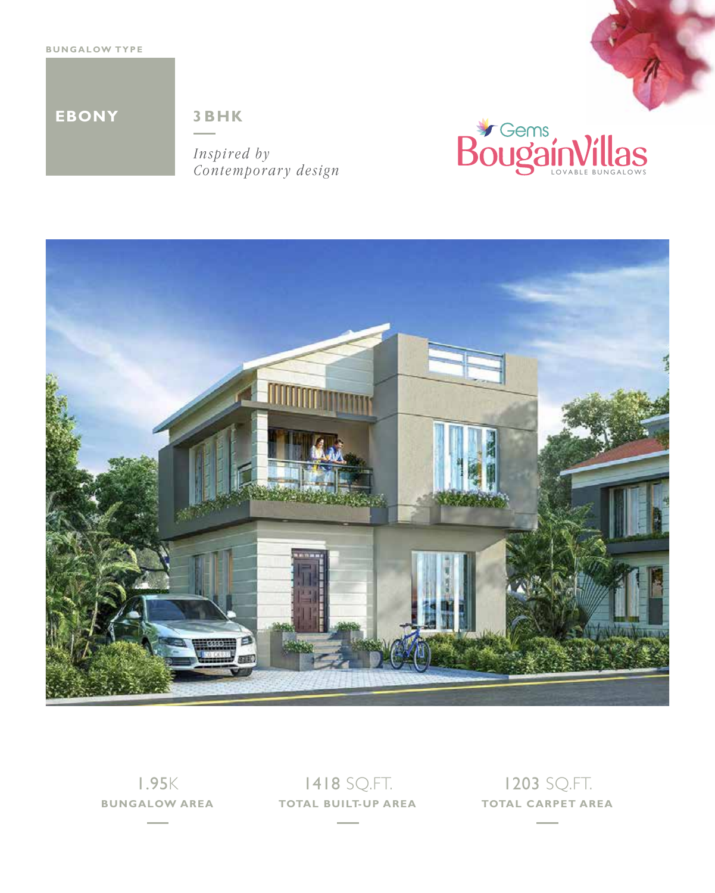BUNGALOW TYPE

# EBONY

## 3 BHK

*Inspired by Contemporary design*

Gems BougainVillas
LOVABLE BUNGALOWS

1.95K
**BUNGALOW AREA**

1418 SQ.FT.
**TOTAL BUILT-UP AREA**

1203 SQ.FT.
**TOTAL CARPET AREA**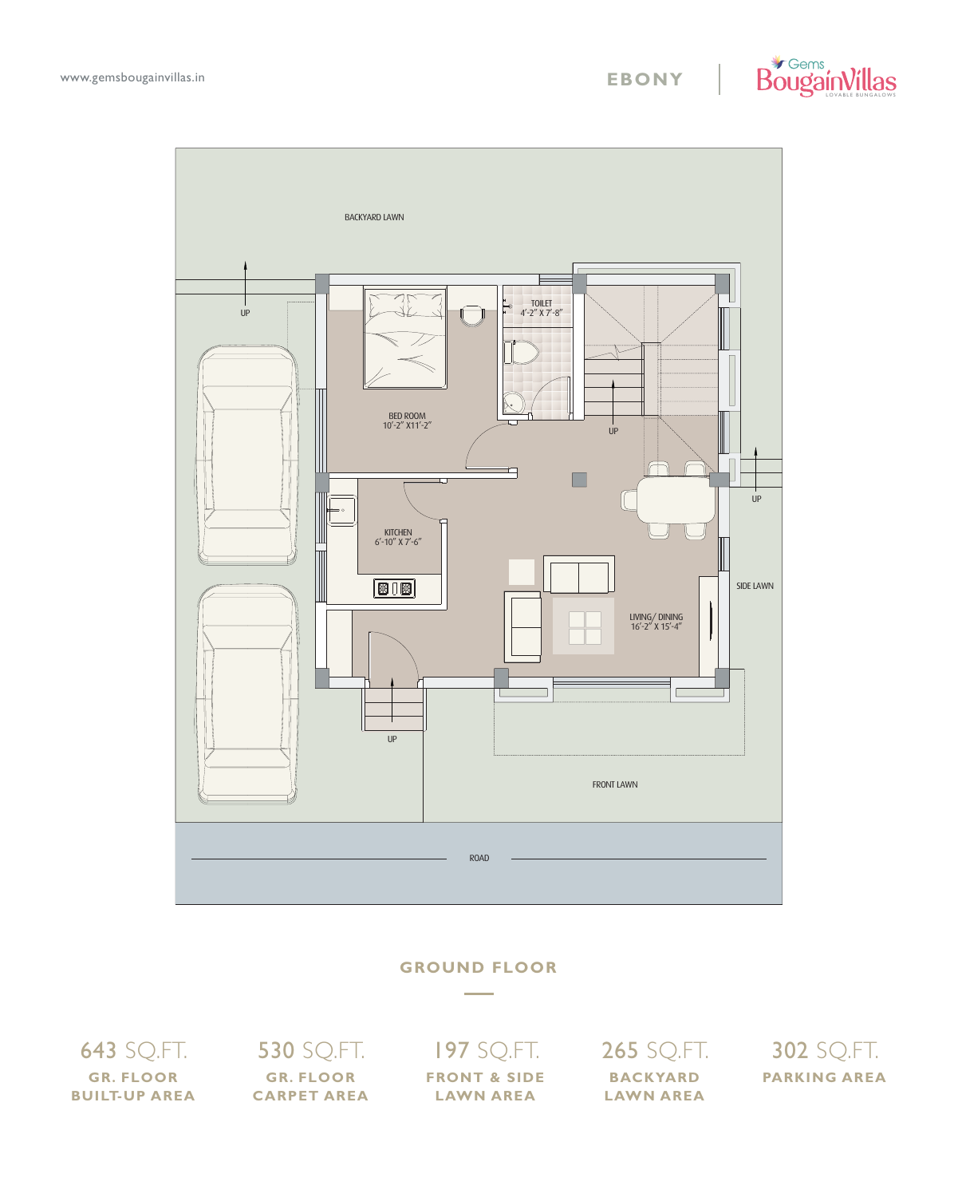www.gemsbougainvillas.in

EBONY | Gems BougainVillas LOVABLE BUNGALOWS

BACKYARD LAWN

UP

TOILET
4'-2" X 7'-8"

BED ROOM
10'-2" X11'-2"

UP

UP

KITCHEN
6'-10" X 7'-6"

SIDE LAWN

LIVING/ DINING
16'-2" X 15'-4"

UP

FRONT LAWN

ROAD

## GROUND FLOOR

| 643 SQ.FT. | 530 SQ.FT. | 197 SQ.FT. | 265 SQ.FT. | 302 SQ.FT. |
|---|---|---|---|---|
| GR. FLOOR BUILT-UP AREA | GR. FLOOR CARPET AREA | FRONT & SIDE LAWN AREA | BACKYARD LAWN AREA | PARKING AREA |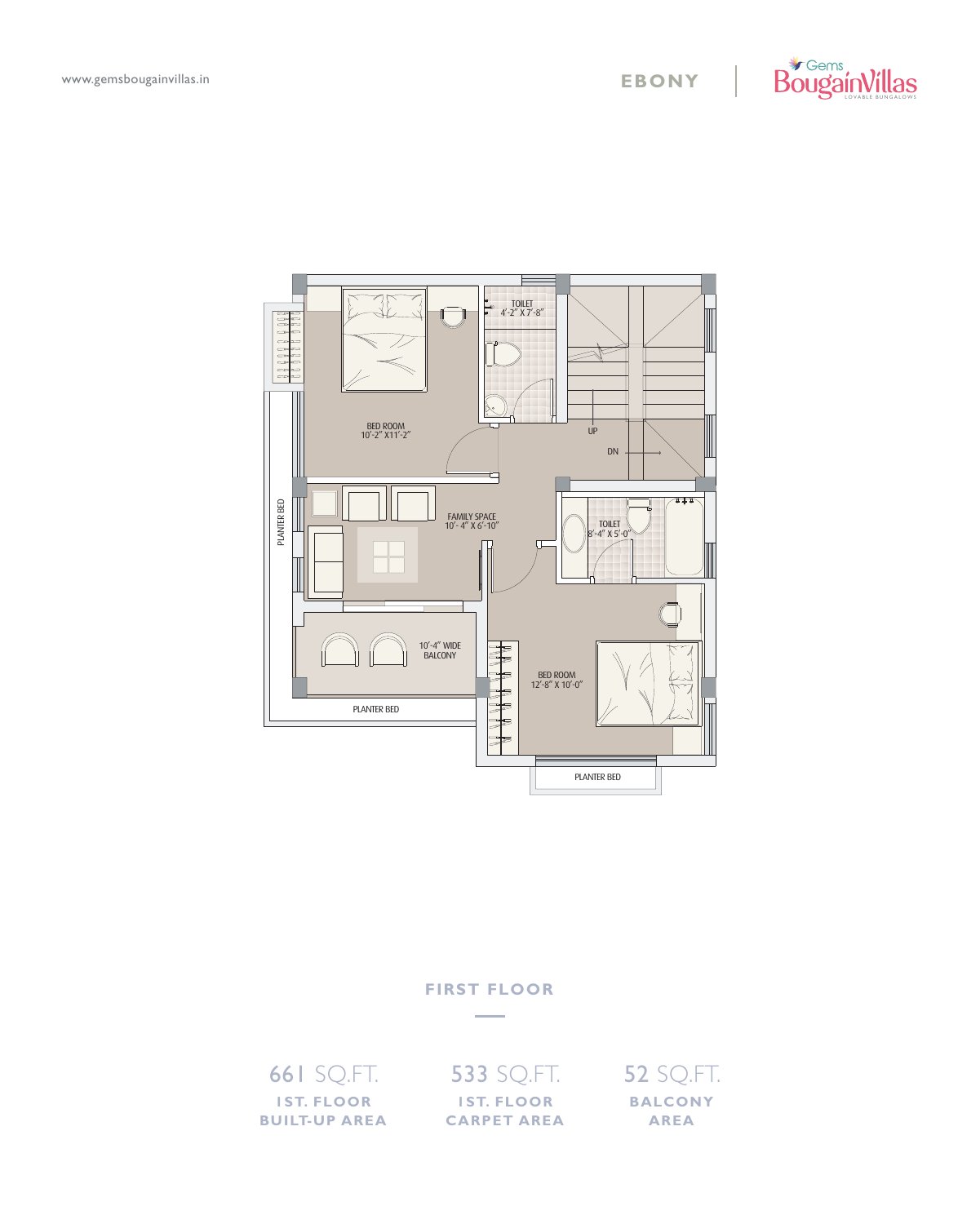www.gemsbougainvillas.in

EBONY | Gems BougainVillas LOVABLE BUNGALOWS

TOILET
4'-2" X 7'-8"

BED ROOM
10'-2" X11'-2"

UP

DN

FAMILY SPACE
10'- 4" X 6'-10"

TOILET
8'-4" X 5'-0"

PLANTER BED

10'-4" WIDE
BALCONY

BED ROOM
12'-8" X 10'-0"

PLANTER BED

PLANTER BED

## FIRST FLOOR

| 661 SQ.FT. | 533 SQ.FT. | 52 SQ.FT. |
|---|---|---|
| 1ST. FLOOR BUILT-UP AREA | 1ST. FLOOR CARPET AREA | BALCONY AREA |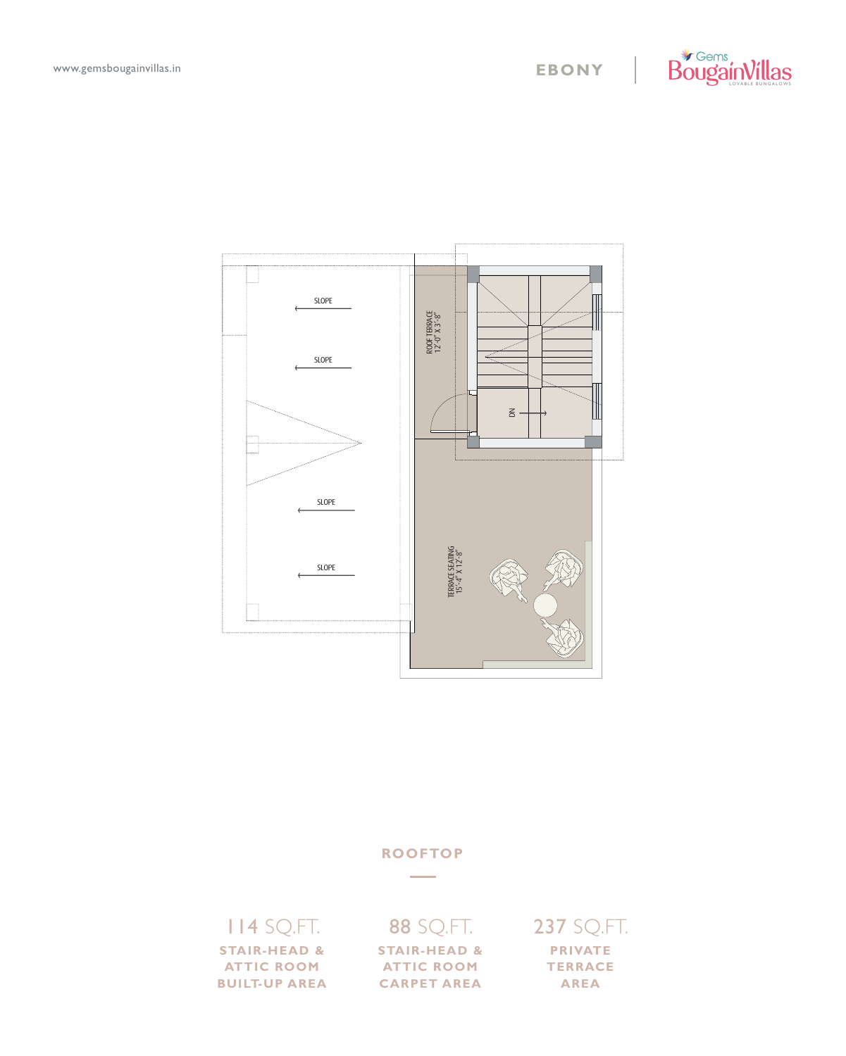SLOPE

SLOPE

SLOPE

SLOPE

ROOF TERRACE
12'-0" X 3'-8"

DN

TERRACE SEATING
15'-4" X 12'-8"

## ROOFTOP

| 114 SQ.FT. | 88 SQ.FT. | 237 SQ.FT. |
|---|---|---|
| STAIR-HEAD & ATTIC ROOM BUILT-UP AREA | STAIR-HEAD & ATTIC ROOM CARPET AREA | PRIVATE TERRACE AREA |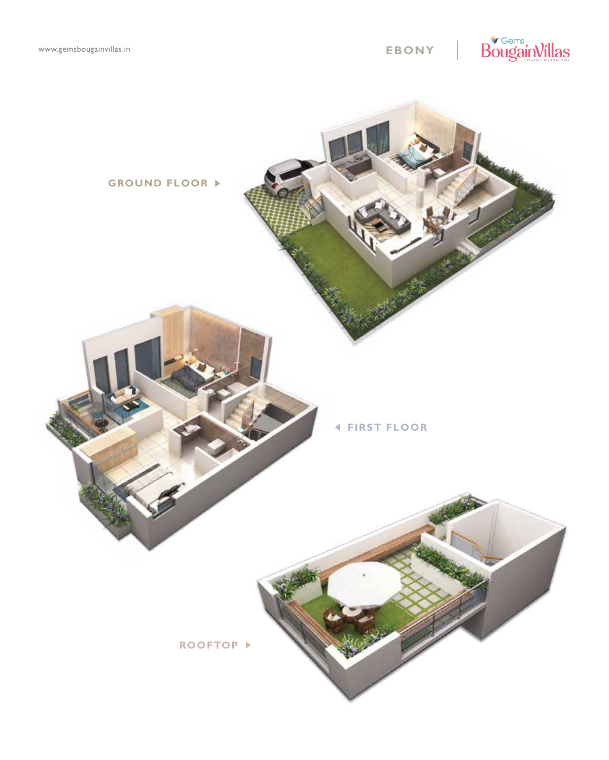www.gemsbougainvillas.in

EBONY

GROUND FLOOR

FIRST FLOOR

ROOFTOP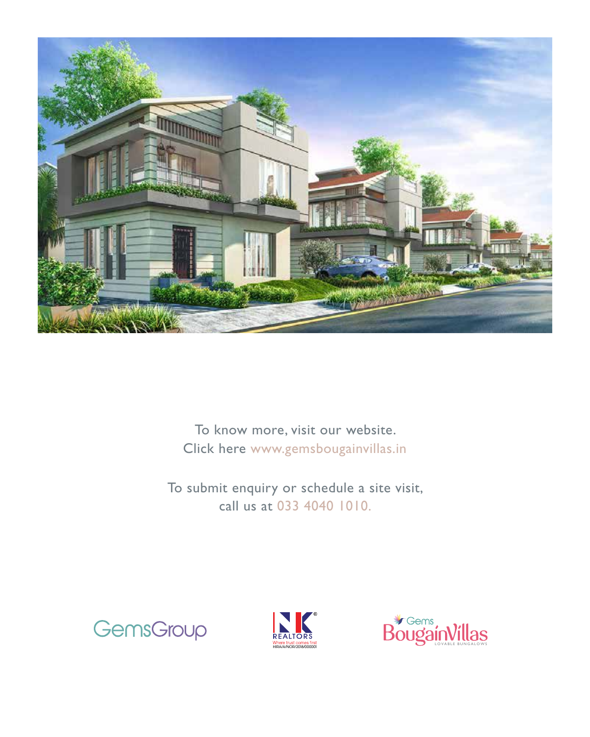To know more, visit our website.
Click here www.gemsbougainvillas.in

To submit enquiry or schedule a site visit,
call us at 033 4040 1010.